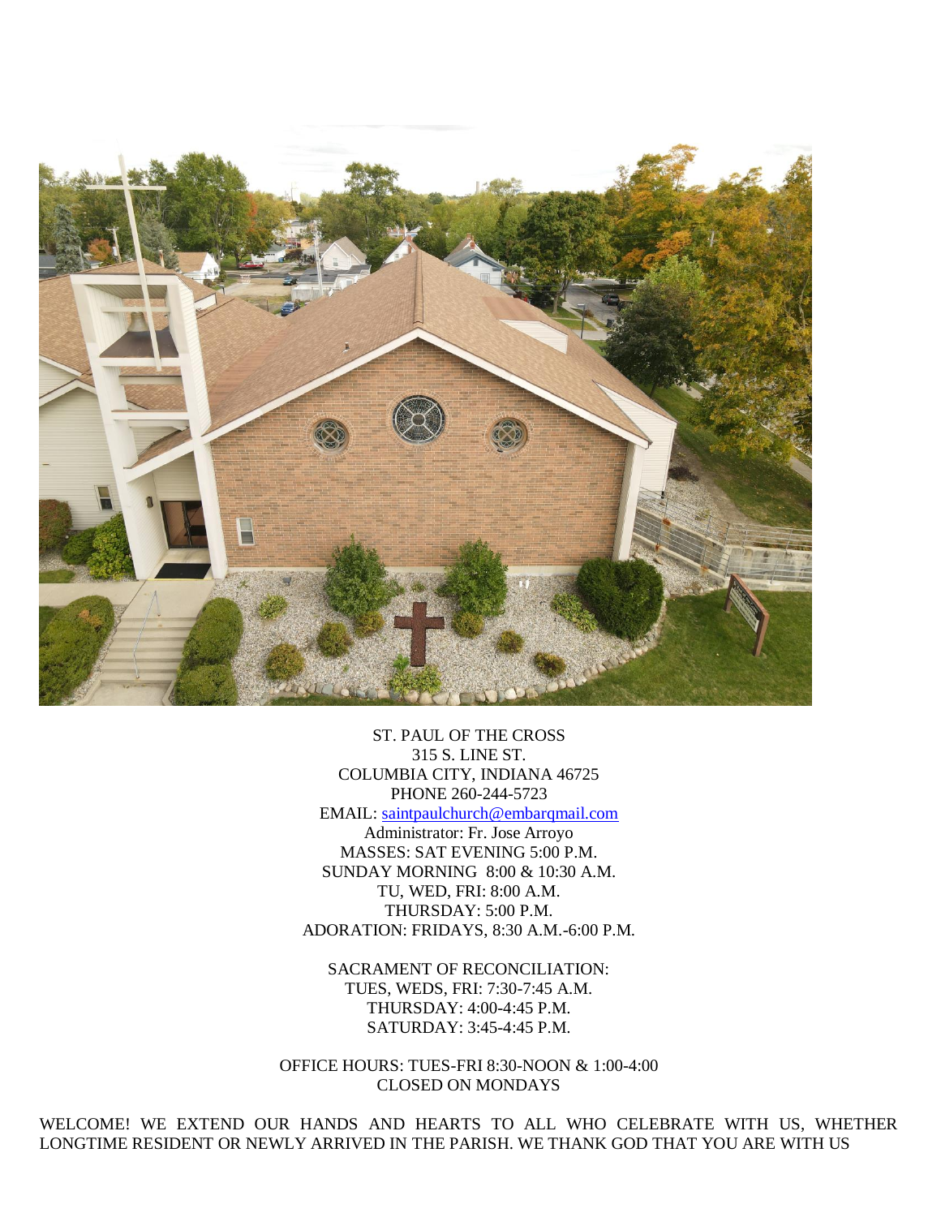ST. PAUL OF THE CROSS
315 S. LINE ST.
COLUMBIA CITY, INDIANA 46725
PHONE 260-244-5723
EMAIL: [saintpaulchurch@embarqmail.com](mailto:saintpaulchurch@embarqmail.com)
Administrator: Fr. Jose Arroyo
MASSES: SAT EVENING 5:00 P.M.
SUNDAY MORNING 8:00 & 10:30 A.M.
TU, WED, FRI: 8:00 A.M.
THURSDAY: 5:00 P.M.
ADORATION: FRIDAYS, 8:30 A.M.-6:00 P.M.

SACRAMENT OF RECONCILIATION:
TUES, WEDS, FRI: 7:30-7:45 A.M.
THURSDAY: 4:00-4:45 P.M.
SATURDAY: 3:45-4:45 P.M.

OFFICE HOURS: TUES-FRI 8:30-NOON & 1:00-4:00
CLOSED ON MONDAYS

WELCOME! WE EXTEND OUR HANDS AND HEARTS TO ALL WHO CELEBRATE WITH US, WHETHER LONGTIME RESIDENT OR NEWLY ARRIVED IN THE PARISH. WE THANK GOD THAT YOU ARE WITH US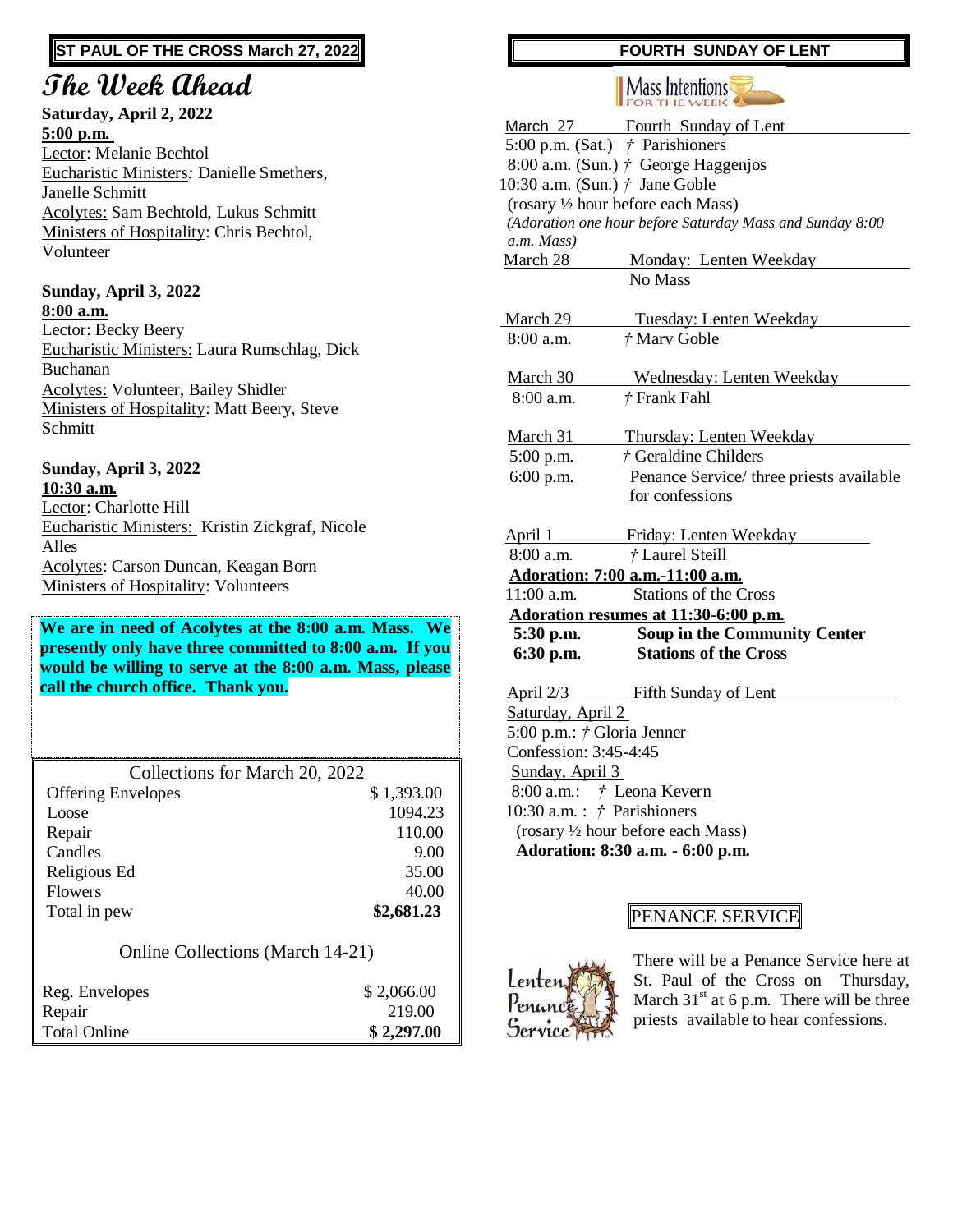**ST PAUL OF THE CROSS March 27, 2022**

# The Week Ahead

**Saturday, April 2, 2022**
**5:00 p.m.**
Lector: Melanie Bechtol
Eucharistic Ministers: Danielle Smethers, Janelle Schmitt
Acolytes: Sam Bechtold, Lukus Schmitt
Ministers of Hospitality: Chris Bechtol, Volunteer

**Sunday, April 3, 2022**
**8:00 a.m.**
Lector: Becky Beery
Eucharistic Ministers: Laura Rumschlag, Dick Buchanan
Acolytes: Volunteer, Bailey Shidler
Ministers of Hospitality: Matt Beery, Steve Schmitt

**Sunday, April 3, 2022**
**10:30 a.m.**
Lector: Charlotte Hill
Eucharistic Ministers: Kristin Zickgraf, Nicole Alles
Acolytes: Carson Duncan, Keagan Born
Ministers of Hospitality: Volunteers

**We are in need of Acolytes at the 8:00 a.m. Mass. We presently only have three committed to 8:00 a.m. If you would be willing to serve at the 8:00 a.m. Mass, please call the church office. Thank you.**

| Collections for March 20, 2022 | |
|---|---|
| Offering Envelopes | $ 1,393.00 |
| Loose | 1094.23 |
| Repair | 110.00 |
| Candles | 9.00 |
| Religious Ed | 35.00 |
| Flowers | 40.00 |
| Total in pew | **$2,681.23** |

| Online Collections (March 14-21) | |
|---|---|
| Reg. Envelopes | $ 2,066.00 |
| Repair | 219.00 |
| Total Online | **$ 2,297.00** |

**FOURTH SUNDAY OF LENT**

## Mass Intentions FOR THE WEEK

**March 27 — Fourth Sunday of Lent**
5:00 p.m. (Sat.) † Parishioners
8:00 a.m. (Sun.) † George Haggenjos
10:30 a.m. (Sun.) † Jane Goble
(rosary ½ hour before each Mass)
*(Adoration one hour before Saturday Mass and Sunday 8:00 a.m. Mass)*

**March 28 — Monday: Lenten Weekday**
No Mass

**March 29 — Tuesday: Lenten Weekday**
8:00 a.m. † Marv Goble

**March 30 — Wednesday: Lenten Weekday**
8:00 a.m. † Frank Fahl

**March 31 — Thursday: Lenten Weekday**
5:00 p.m. † Geraldine Childers
6:00 p.m. Penance Service/ three priests available for confessions

**April 1 — Friday: Lenten Weekday**
8:00 a.m. † Laurel Steill
**Adoration: 7:00 a.m.-11:00 a.m.**
11:00 a.m. Stations of the Cross
**Adoration resumes at 11:30-6:00 p.m.**
**5:30 p.m. Soup in the Community Center**
**6:30 p.m. Stations of the Cross**

**April 2/3 — Fifth Sunday of Lent**
Saturday, April 2
5:00 p.m.: † Gloria Jenner
Confession: 3:45-4:45
Sunday, April 3
8:00 a.m.: † Leona Kevern
10:30 a.m. : † Parishioners
(rosary ½ hour before each Mass)
**Adoration: 8:30 a.m. - 6:00 p.m.**

## PENANCE SERVICE

Lenten Penance Service

There will be a Penance Service here at St. Paul of the Cross on Thursday, March 31st at 6 p.m. There will be three priests available to hear confessions.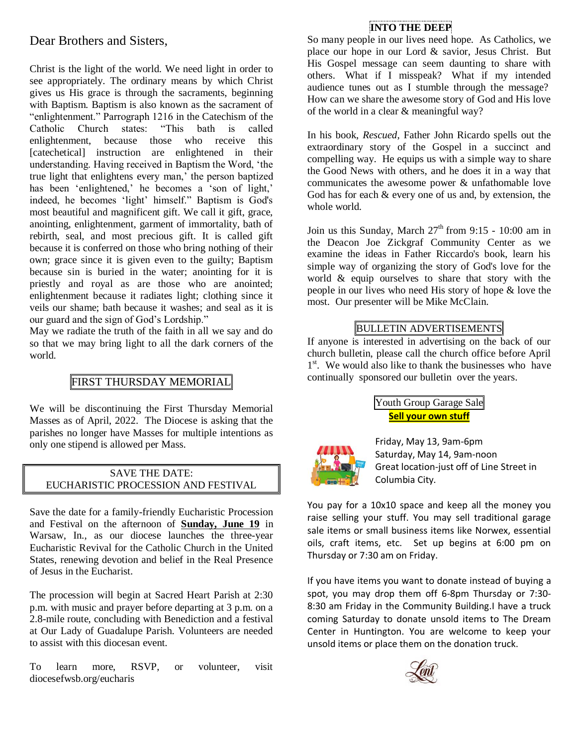Dear Brothers and Sisters,

Christ is the light of the world. We need light in order to see appropriately. The ordinary means by which Christ gives us His grace is through the sacraments, beginning with Baptism. Baptism is also known as the sacrament of "enlightenment." Parrograph 1216 in the Catechism of the Catholic Church states: "This bath is called enlightenment, because those who receive this [catechetical] instruction are enlightened in their understanding. Having received in Baptism the Word, 'the true light that enlightens every man,' the person baptized has been 'enlightened,' he becomes a 'son of light,' indeed, he becomes 'light' himself." Baptism is God's most beautiful and magnificent gift. We call it gift, grace, anointing, enlightenment, garment of immortality, bath of rebirth, seal, and most precious gift. It is called gift because it is conferred on those who bring nothing of their own; grace since it is given even to the guilty; Baptism because sin is buried in the water; anointing for it is priestly and royal as are those who are anointed; enlightenment because it radiates light; clothing since it veils our shame; bath because it washes; and seal as it is our guard and the sign of God's Lordship."

May we radiate the truth of the faith in all we say and do so that we may bring light to all the dark corners of the world.

## FIRST THURSDAY MEMORIAL

We will be discontinuing the First Thursday Memorial Masses as of April, 2022. The Diocese is asking that the parishes no longer have Masses for multiple intentions as only one stipend is allowed per Mass.

## SAVE THE DATE: EUCHARISTIC PROCESSION AND FESTIVAL

Save the date for a family-friendly Eucharistic Procession and Festival on the afternoon of **Sunday, June 19** in Warsaw, In., as our diocese launches the three-year Eucharistic Revival for the Catholic Church in the United States, renewing devotion and belief in the Real Presence of Jesus in the Eucharist.

The procession will begin at Sacred Heart Parish at 2:30 p.m. with music and prayer before departing at 3 p.m. on a 2.8-mile route, concluding with Benediction and a festival at Our Lady of Guadalupe Parish. Volunteers are needed to assist with this diocesan event.

To learn more, RSVP, or volunteer, visit diocesefwsb.org/eucharis

## INTO THE DEEP

So many people in our lives need hope. As Catholics, we place our hope in our Lord & savior, Jesus Christ. But His Gospel message can seem daunting to share with others. What if I misspeak? What if my intended audience tunes out as I stumble through the message? How can we share the awesome story of God and His love of the world in a clear & meaningful way?

In his book, *Rescued*, Father John Ricardo spells out the extraordinary story of the Gospel in a succinct and compelling way. He equips us with a simple way to share the Good News with others, and he does it in a way that communicates the awesome power & unfathomable love God has for each & every one of us and, by extension, the whole world.

Join us this Sunday, March 27th from 9:15 - 10:00 am in the Deacon Joe Zickgraf Community Center as we examine the ideas in Father Riccardo's book, learn his simple way of organizing the story of God's love for the world & equip ourselves to share that story with the people in our lives who need His story of hope & love the most. Our presenter will be Mike McClain.

## BULLETIN ADVERTISEMENTS

If anyone is interested in advertising on the back of our church bulletin, please call the church office before April 1st. We would also like to thank the businesses who have continually sponsored our bulletin over the years.

## Youth Group Garage Sale

**Sell your own stuff**

Friday, May 13, 9am-6pm
Saturday, May 14, 9am-noon
Great location-just off of Line Street in Columbia City.

You pay for a 10x10 space and keep all the money you raise selling your stuff. You may sell traditional garage sale items or small business items like Norwex, essential oils, craft items, etc. Set up begins at 6:00 pm on Thursday or 7:30 am on Friday.

If you have items you want to donate instead of buying a spot, you may drop them off 6-8pm Thursday or 7:30-8:30 am Friday in the Community Building.I have a truck coming Saturday to donate unsold items to The Dream Center in Huntington. You are welcome to keep your unsold items or place them on the donation truck.